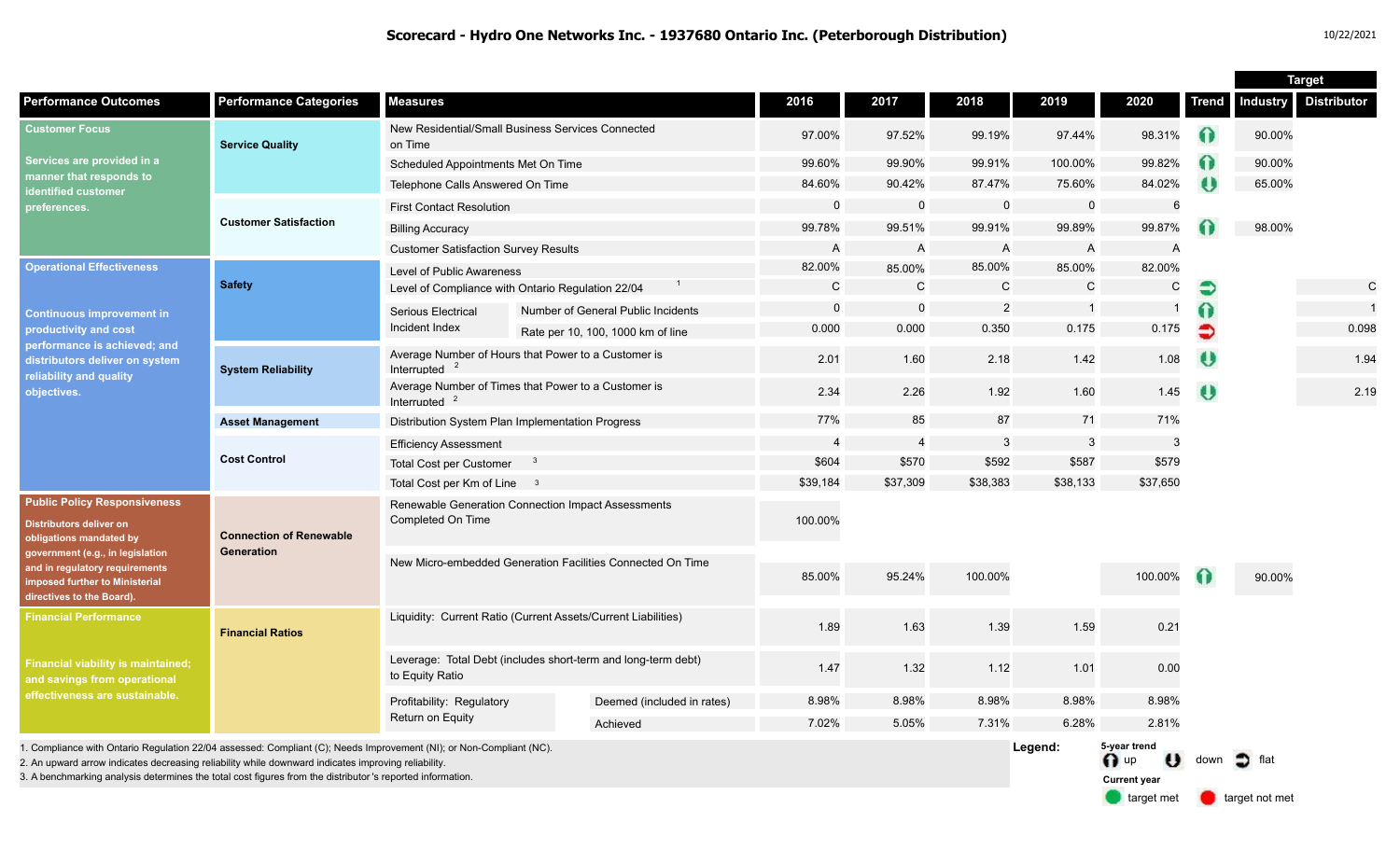# Scorecard - Hydro One Networks Inc. - 1937680 Ontario Inc. (Peterborough Distribution)

10/22/2021

| Performance Outcomes | Performance Categories | Measures | | 2016 | 2017 | 2018 | 2019 | 2020 | Trend | Target: Industry | Target: Distributor |
|---|---|---|---|---|---|---|---|---|---|---|---|
| **Customer Focus** Services are provided in a manner that responds to identified customer preferences. | Service Quality | New Residential/Small Business Services Connected on Time | | 97.00% | 97.52% | 99.19% | 97.44% | 98.31% | up | 90.00% | |
| | | Scheduled Appointments Met On Time | | 99.60% | 99.90% | 99.91% | 100.00% | 99.82% | up | 90.00% | |
| | | Telephone Calls Answered On Time | | 84.60% | 90.42% | 87.47% | 75.60% | 84.02% | down | 65.00% | |
| | Customer Satisfaction | First Contact Resolution | | 0 | 0 | 0 | 0 | 6 | | | |
| | | Billing Accuracy | | 99.78% | 99.51% | 99.91% | 99.89% | 99.87% | up | 98.00% | |
| | | Customer Satisfaction Survey Results | | A | A | A | A | A | | | |
| **Operational Effectiveness** Continuous improvement in productivity and cost performance is achieved; and distributors deliver on system reliability and quality objectives. | Safety | Level of Public Awareness | | 82.00% | 85.00% | 85.00% | 85.00% | 82.00% | | | |
| | | Level of Compliance with Ontario Regulation 22/04 [1] | | C | C | C | C | C | flat | | C |
| | | Serious Electrical Incident Index | Number of General Public Incidents | 0 | 0 | 2 | 1 | 1 | up | | 1 |
| | | | Rate per 10, 100, 1000 km of line | 0.000 | 0.000 | 0.350 | 0.175 | 0.175 | flat (target not met) | | 0.098 |
| | System Reliability | Average Number of Hours that Power to a Customer is Interrupted [2] | | 2.01 | 1.60 | 2.18 | 1.42 | 1.08 | down | | 1.94 |
| | | Average Number of Times that Power to a Customer is Interrupted [2] | | 2.34 | 2.26 | 1.92 | 1.60 | 1.45 | down | | 2.19 |
| | Asset Management | Distribution System Plan Implementation Progress | | 77% | 85 | 87 | 71 | 71% | | | |
| | Cost Control | Efficiency Assessment | | 4 | 4 | 3 | 3 | 3 | | | |
| | | Total Cost per Customer [3] | | $604 | $570 | $592 | $587 | $579 | | | |
| | | Total Cost per Km of Line [3] | | $39,184 | $37,309 | $38,383 | $38,133 | $37,650 | | | |
| **Public Policy Responsiveness** Distributors deliver on obligations mandated by government (e.g., in legislation and in regulatory requirements imposed further to Ministerial directives to the Board). | Connection of Renewable Generation | Renewable Generation Connection Impact Assessments Completed On Time | | 100.00% | | | | | | | |
| | | New Micro-embedded Generation Facilities Connected On Time | | 85.00% | 95.24% | 100.00% | | 100.00% | up | 90.00% | |
| **Financial Performance** Financial viability is maintained; and savings from operational effectiveness are sustainable. | Financial Ratios | Liquidity: Current Ratio (Current Assets/Current Liabilities) | | 1.89 | 1.63 | 1.39 | 1.59 | 0.21 | | | |
| | | Leverage: Total Debt (includes short-term and long-term debt) to Equity Ratio | | 1.47 | 1.32 | 1.12 | 1.01 | 0.00 | | | |
| | | Profitability: Regulatory Return on Equity | Deemed (included in rates) | 8.98% | 8.98% | 8.98% | 8.98% | 8.98% | | | |
| | | | Achieved | 7.02% | 5.05% | 7.31% | 6.28% | 2.81% | | | |

1. Compliance with Ontario Regulation 22/04 assessed: Compliant (C); Needs Improvement (NI); or Non-Compliant (NC).
2. An upward arrow indicates decreasing reliability while downward indicates improving reliability.
3. A benchmarking analysis determines the total cost figures from the distributor's reported information.

**Legend:** 5-year trend: up, down, flat. Current year: target met, target not met.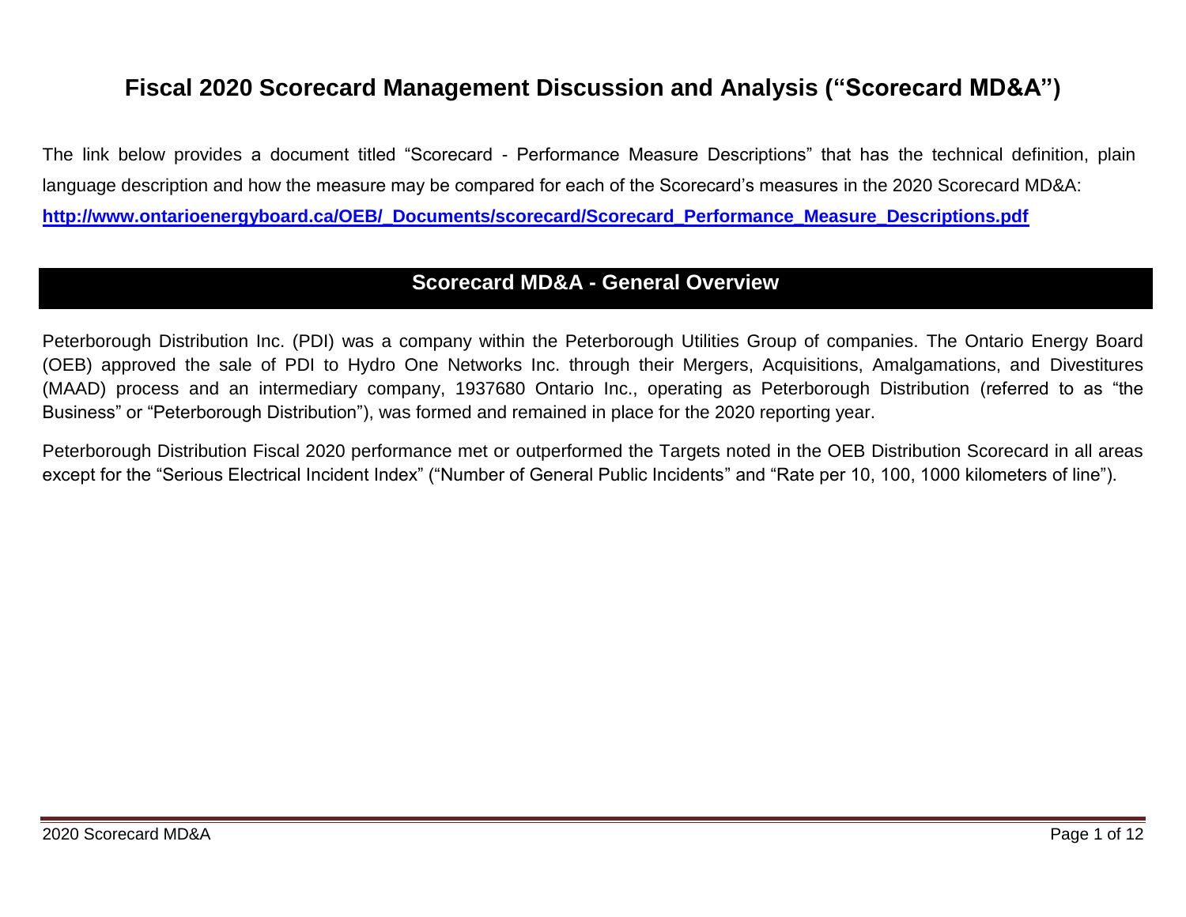# Fiscal 2020 Scorecard Management Discussion and Analysis (“Scorecard MD&A”)

The link below provides a document titled “Scorecard - Performance Measure Descriptions” that has the technical definition, plain language description and how the measure may be compared for each of the Scorecard’s measures in the 2020 Scorecard MD&A:

**[http://www.ontarioenergyboard.ca/OEB/_Documents/scorecard/Scorecard_Performance_Measure_Descriptions.pdf](http://www.ontarioenergyboard.ca/OEB/_Documents/scorecard/Scorecard_Performance_Measure_Descriptions.pdf)**

## Scorecard MD&A - General Overview

Peterborough Distribution Inc. (PDI) was a company within the Peterborough Utilities Group of companies. The Ontario Energy Board (OEB) approved the sale of PDI to Hydro One Networks Inc. through their Mergers, Acquisitions, Amalgamations, and Divestitures (MAAD) process and an intermediary company, 1937680 Ontario Inc., operating as Peterborough Distribution (referred to as “the Business” or “Peterborough Distribution”), was formed and remained in place for the 2020 reporting year.

Peterborough Distribution Fiscal 2020 performance met or outperformed the Targets noted in the OEB Distribution Scorecard in all areas except for the “Serious Electrical Incident Index” (“Number of General Public Incidents” and “Rate per 10, 100, 1000 kilometers of line”).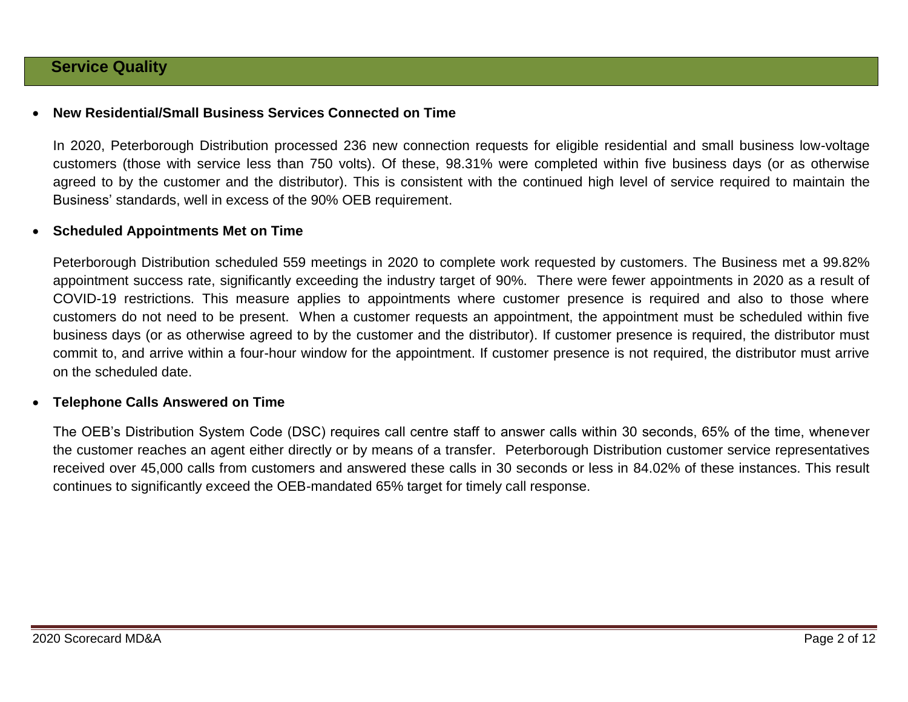## Service Quality

- **New Residential/Small Business Services Connected on Time**

  In 2020, Peterborough Distribution processed 236 new connection requests for eligible residential and small business low-voltage customers (those with service less than 750 volts). Of these, 98.31% were completed within five business days (or as otherwise agreed to by the customer and the distributor). This is consistent with the continued high level of service required to maintain the Business' standards, well in excess of the 90% OEB requirement.

- **Scheduled Appointments Met on Time**

  Peterborough Distribution scheduled 559 meetings in 2020 to complete work requested by customers. The Business met a 99.82% appointment success rate, significantly exceeding the industry target of 90%. There were fewer appointments in 2020 as a result of COVID-19 restrictions. This measure applies to appointments where customer presence is required and also to those where customers do not need to be present. When a customer requests an appointment, the appointment must be scheduled within five business days (or as otherwise agreed to by the customer and the distributor). If customer presence is required, the distributor must commit to, and arrive within a four-hour window for the appointment. If customer presence is not required, the distributor must arrive on the scheduled date.

- **Telephone Calls Answered on Time**

  The OEB's Distribution System Code (DSC) requires call centre staff to answer calls within 30 seconds, 65% of the time, whenever the customer reaches an agent either directly or by means of a transfer. Peterborough Distribution customer service representatives received over 45,000 calls from customers and answered these calls in 30 seconds or less in 84.02% of these instances. This result continues to significantly exceed the OEB-mandated 65% target for timely call response.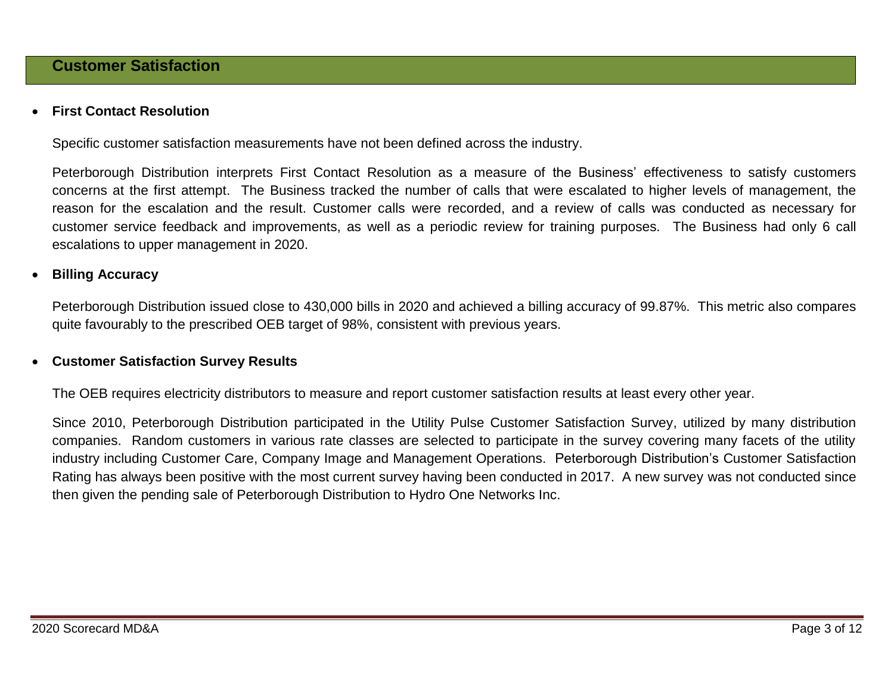## Customer Satisfaction

- **First Contact Resolution**

  Specific customer satisfaction measurements have not been defined across the industry.

  Peterborough Distribution interprets First Contact Resolution as a measure of the Business' effectiveness to satisfy customers concerns at the first attempt. The Business tracked the number of calls that were escalated to higher levels of management, the reason for the escalation and the result. Customer calls were recorded, and a review of calls was conducted as necessary for customer service feedback and improvements, as well as a periodic review for training purposes. The Business had only 6 call escalations to upper management in 2020.

- **Billing Accuracy**

  Peterborough Distribution issued close to 430,000 bills in 2020 and achieved a billing accuracy of 99.87%. This metric also compares quite favourably to the prescribed OEB target of 98%, consistent with previous years.

- **Customer Satisfaction Survey Results**

  The OEB requires electricity distributors to measure and report customer satisfaction results at least every other year.

  Since 2010, Peterborough Distribution participated in the Utility Pulse Customer Satisfaction Survey, utilized by many distribution companies. Random customers in various rate classes are selected to participate in the survey covering many facets of the utility industry including Customer Care, Company Image and Management Operations. Peterborough Distribution's Customer Satisfaction Rating has always been positive with the most current survey having been conducted in 2017. A new survey was not conducted since then given the pending sale of Peterborough Distribution to Hydro One Networks Inc.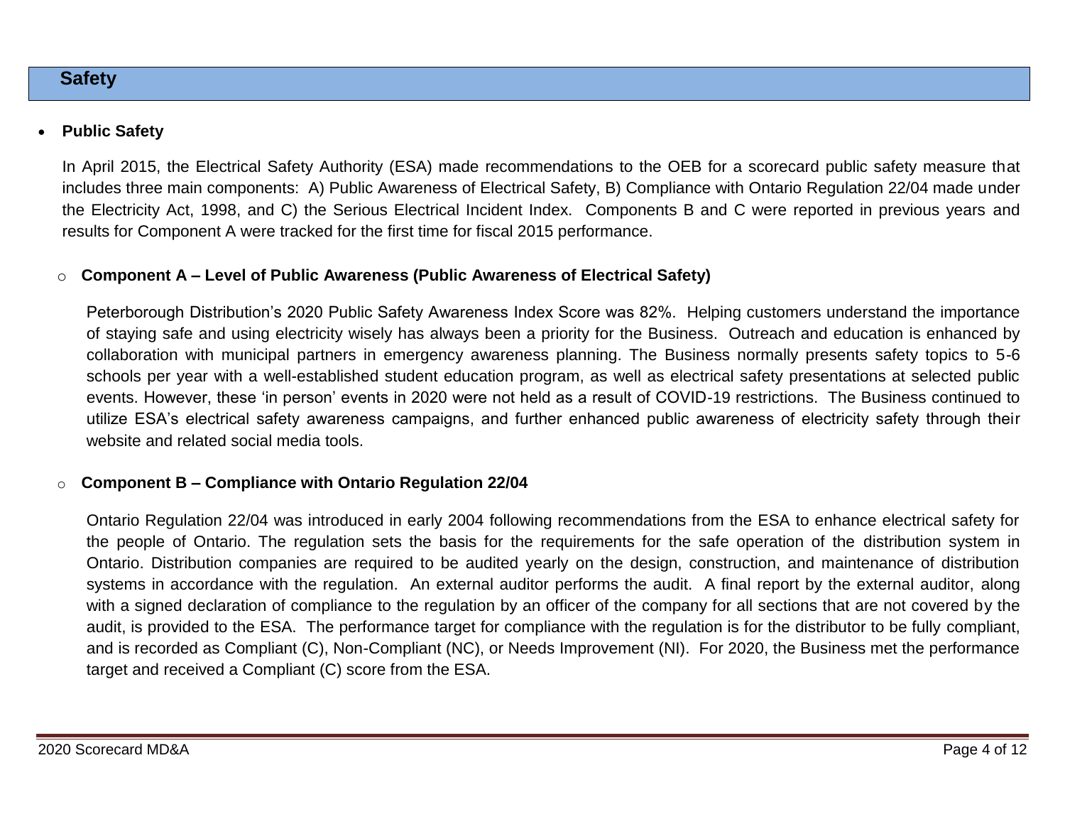## Safety

- **Public Safety**

  In April 2015, the Electrical Safety Authority (ESA) made recommendations to the OEB for a scorecard public safety measure that includes three main components: A) Public Awareness of Electrical Safety, B) Compliance with Ontario Regulation 22/04 made under the Electricity Act, 1998, and C) the Serious Electrical Incident Index. Components B and C were reported in previous years and results for Component A were tracked for the first time for fiscal 2015 performance.

  - **Component A – Level of Public Awareness (Public Awareness of Electrical Safety)**

    Peterborough Distribution's 2020 Public Safety Awareness Index Score was 82%. Helping customers understand the importance of staying safe and using electricity wisely has always been a priority for the Business. Outreach and education is enhanced by collaboration with municipal partners in emergency awareness planning. The Business normally presents safety topics to 5-6 schools per year with a well-established student education program, as well as electrical safety presentations at selected public events. However, these 'in person' events in 2020 were not held as a result of COVID-19 restrictions. The Business continued to utilize ESA's electrical safety awareness campaigns, and further enhanced public awareness of electricity safety through their website and related social media tools.

  - **Component B – Compliance with Ontario Regulation 22/04**

    Ontario Regulation 22/04 was introduced in early 2004 following recommendations from the ESA to enhance electrical safety for the people of Ontario. The regulation sets the basis for the requirements for the safe operation of the distribution system in Ontario. Distribution companies are required to be audited yearly on the design, construction, and maintenance of distribution systems in accordance with the regulation. An external auditor performs the audit. A final report by the external auditor, along with a signed declaration of compliance to the regulation by an officer of the company for all sections that are not covered by the audit, is provided to the ESA. The performance target for compliance with the regulation is for the distributor to be fully compliant, and is recorded as Compliant (C), Non-Compliant (NC), or Needs Improvement (NI). For 2020, the Business met the performance target and received a Compliant (C) score from the ESA.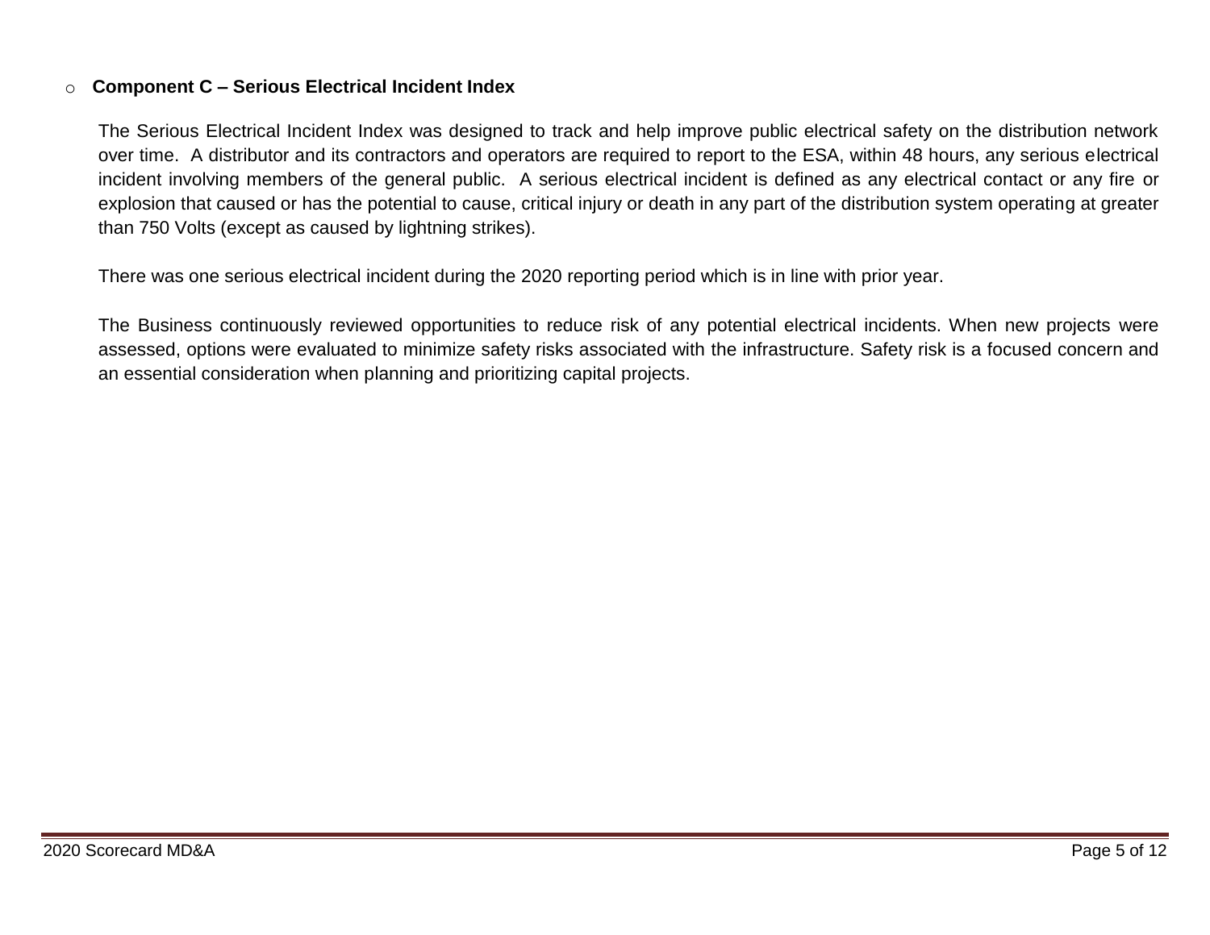- **Component C – Serious Electrical Incident Index**

  The Serious Electrical Incident Index was designed to track and help improve public electrical safety on the distribution network over time. A distributor and its contractors and operators are required to report to the ESA, within 48 hours, any serious electrical incident involving members of the general public. A serious electrical incident is defined as any electrical contact or any fire or explosion that caused or has the potential to cause, critical injury or death in any part of the distribution system operating at greater than 750 Volts (except as caused by lightning strikes).

  There was one serious electrical incident during the 2020 reporting period which is in line with prior year.

  The Business continuously reviewed opportunities to reduce risk of any potential electrical incidents. When new projects were assessed, options were evaluated to minimize safety risks associated with the infrastructure. Safety risk is a focused concern and an essential consideration when planning and prioritizing capital projects.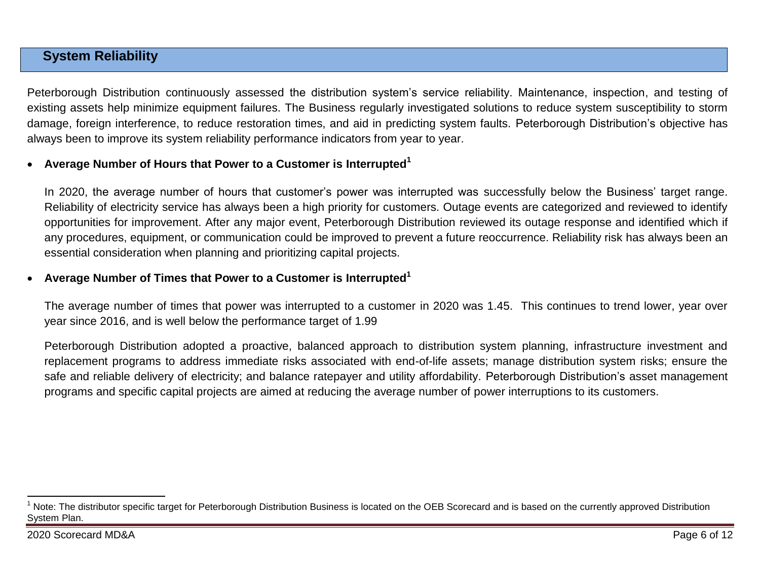## System Reliability

Peterborough Distribution continuously assessed the distribution system's service reliability. Maintenance, inspection, and testing of existing assets help minimize equipment failures. The Business regularly investigated solutions to reduce system susceptibility to storm damage, foreign interference, to reduce restoration times, and aid in predicting system faults. Peterborough Distribution's objective has always been to improve its system reliability performance indicators from year to year.

- **Average Number of Hours that Power to a Customer is Interrupted[1]**

  In 2020, the average number of hours that customer's power was interrupted was successfully below the Business' target range. Reliability of electricity service has always been a high priority for customers. Outage events are categorized and reviewed to identify opportunities for improvement. After any major event, Peterborough Distribution reviewed its outage response and identified which if any procedures, equipment, or communication could be improved to prevent a future reoccurrence. Reliability risk has always been an essential consideration when planning and prioritizing capital projects.

- **Average Number of Times that Power to a Customer is Interrupted[1]**

  The average number of times that power was interrupted to a customer in 2020 was 1.45. This continues to trend lower, year over year since 2016, and is well below the performance target of 1.99

  Peterborough Distribution adopted a proactive, balanced approach to distribution system planning, infrastructure investment and replacement programs to address immediate risks associated with end-of-life assets; manage distribution system risks; ensure the safe and reliable delivery of electricity; and balance ratepayer and utility affordability. Peterborough Distribution's asset management programs and specific capital projects are aimed at reducing the average number of power interruptions to its customers.

[1] Note: The distributor specific target for Peterborough Distribution Business is located on the OEB Scorecard and is based on the currently approved Distribution System Plan.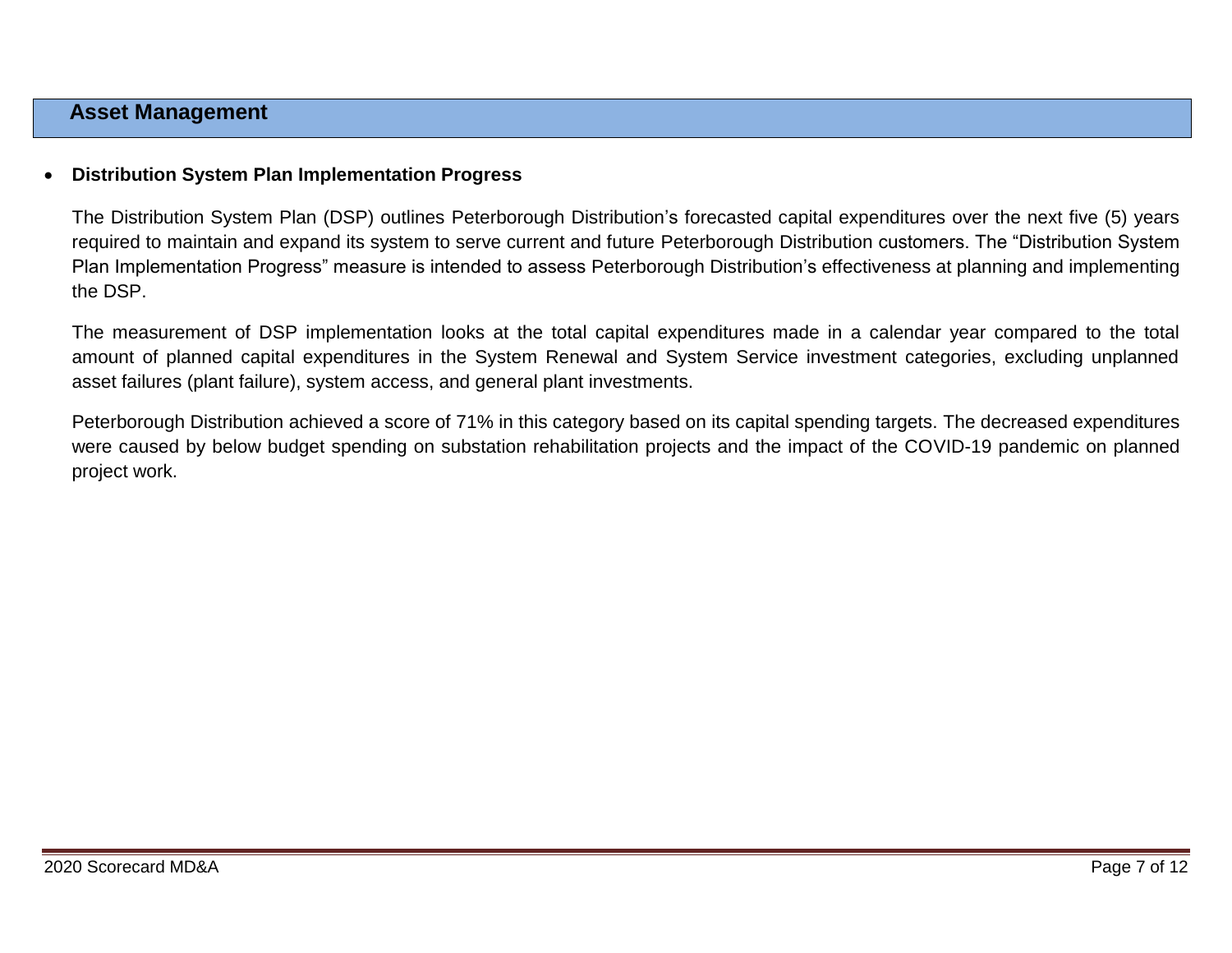## Asset Management

- **Distribution System Plan Implementation Progress**

  The Distribution System Plan (DSP) outlines Peterborough Distribution's forecasted capital expenditures over the next five (5) years required to maintain and expand its system to serve current and future Peterborough Distribution customers. The "Distribution System Plan Implementation Progress" measure is intended to assess Peterborough Distribution's effectiveness at planning and implementing the DSP.

  The measurement of DSP implementation looks at the total capital expenditures made in a calendar year compared to the total amount of planned capital expenditures in the System Renewal and System Service investment categories, excluding unplanned asset failures (plant failure), system access, and general plant investments.

  Peterborough Distribution achieved a score of 71% in this category based on its capital spending targets. The decreased expenditures were caused by below budget spending on substation rehabilitation projects and the impact of the COVID-19 pandemic on planned project work.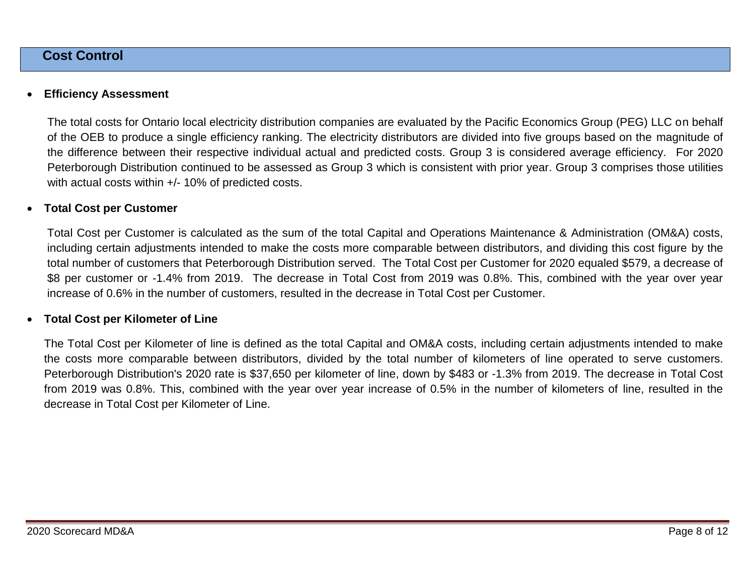## Cost Control

- **Efficiency Assessment**

  The total costs for Ontario local electricity distribution companies are evaluated by the Pacific Economics Group (PEG) LLC on behalf of the OEB to produce a single efficiency ranking. The electricity distributors are divided into five groups based on the magnitude of the difference between their respective individual actual and predicted costs. Group 3 is considered average efficiency. For 2020 Peterborough Distribution continued to be assessed as Group 3 which is consistent with prior year. Group 3 comprises those utilities with actual costs within +/- 10% of predicted costs.

- **Total Cost per Customer**

  Total Cost per Customer is calculated as the sum of the total Capital and Operations Maintenance & Administration (OM&A) costs, including certain adjustments intended to make the costs more comparable between distributors, and dividing this cost figure by the total number of customers that Peterborough Distribution served. The Total Cost per Customer for 2020 equaled $579, a decrease of $8 per customer or -1.4% from 2019. The decrease in Total Cost from 2019 was 0.8%. This, combined with the year over year increase of 0.6% in the number of customers, resulted in the decrease in Total Cost per Customer.

- **Total Cost per Kilometer of Line**

  The Total Cost per Kilometer of line is defined as the total Capital and OM&A costs, including certain adjustments intended to make the costs more comparable between distributors, divided by the total number of kilometers of line operated to serve customers. Peterborough Distribution's 2020 rate is $37,650 per kilometer of line, down by $483 or -1.3% from 2019. The decrease in Total Cost from 2019 was 0.8%. This, combined with the year over year increase of 0.5% in the number of kilometers of line, resulted in the decrease in Total Cost per Kilometer of Line.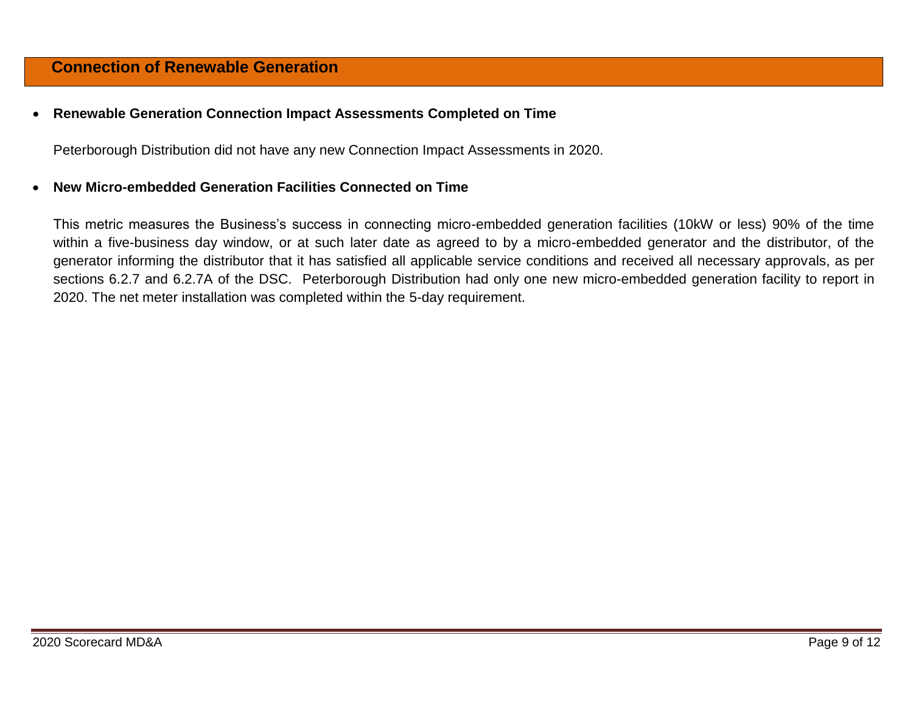## Connection of Renewable Generation

- **Renewable Generation Connection Impact Assessments Completed on Time**

  Peterborough Distribution did not have any new Connection Impact Assessments in 2020.

- **New Micro-embedded Generation Facilities Connected on Time**

  This metric measures the Business's success in connecting micro-embedded generation facilities (10kW or less) 90% of the time within a five-business day window, or at such later date as agreed to by a micro-embedded generator and the distributor, of the generator informing the distributor that it has satisfied all applicable service conditions and received all necessary approvals, as per sections 6.2.7 and 6.2.7A of the DSC. Peterborough Distribution had only one new micro-embedded generation facility to report in 2020. The net meter installation was completed within the 5-day requirement.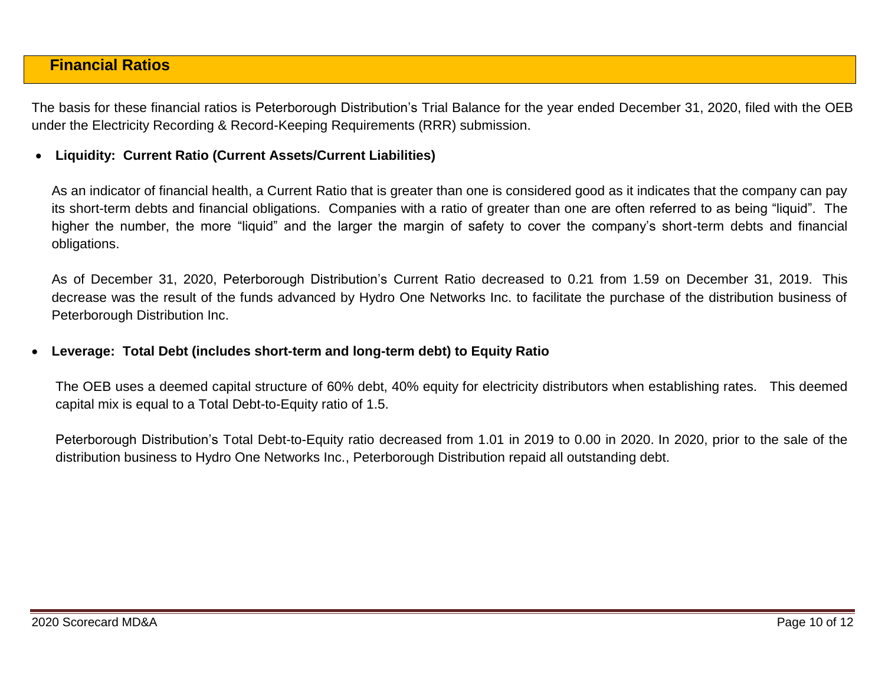## Financial Ratios

The basis for these financial ratios is Peterborough Distribution's Trial Balance for the year ended December 31, 2020, filed with the OEB under the Electricity Recording & Record-Keeping Requirements (RRR) submission.

- **Liquidity: Current Ratio (Current Assets/Current Liabilities)**

  As an indicator of financial health, a Current Ratio that is greater than one is considered good as it indicates that the company can pay its short-term debts and financial obligations. Companies with a ratio of greater than one are often referred to as being "liquid". The higher the number, the more "liquid" and the larger the margin of safety to cover the company's short-term debts and financial obligations.

  As of December 31, 2020, Peterborough Distribution's Current Ratio decreased to 0.21 from 1.59 on December 31, 2019. This decrease was the result of the funds advanced by Hydro One Networks Inc. to facilitate the purchase of the distribution business of Peterborough Distribution Inc.

- **Leverage: Total Debt (includes short-term and long-term debt) to Equity Ratio**

  The OEB uses a deemed capital structure of 60% debt, 40% equity for electricity distributors when establishing rates. This deemed capital mix is equal to a Total Debt-to-Equity ratio of 1.5.

  Peterborough Distribution's Total Debt-to-Equity ratio decreased from 1.01 in 2019 to 0.00 in 2020. In 2020, prior to the sale of the distribution business to Hydro One Networks Inc., Peterborough Distribution repaid all outstanding debt.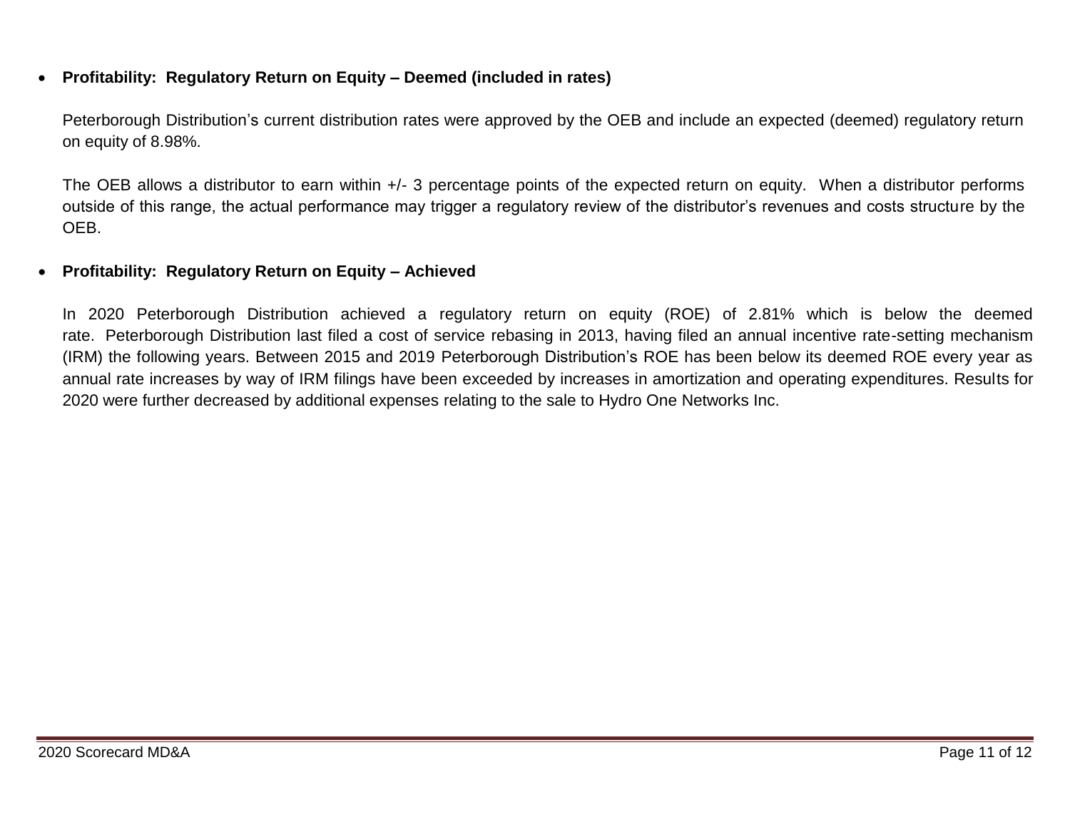- **Profitability: Regulatory Return on Equity – Deemed (included in rates)**

  Peterborough Distribution's current distribution rates were approved by the OEB and include an expected (deemed) regulatory return on equity of 8.98%.

  The OEB allows a distributor to earn within +/- 3 percentage points of the expected return on equity. When a distributor performs outside of this range, the actual performance may trigger a regulatory review of the distributor's revenues and costs structure by the OEB.

- **Profitability: Regulatory Return on Equity – Achieved**

  In 2020 Peterborough Distribution achieved a regulatory return on equity (ROE) of 2.81% which is below the deemed rate. Peterborough Distribution last filed a cost of service rebasing in 2013, having filed an annual incentive rate-setting mechanism (IRM) the following years. Between 2015 and 2019 Peterborough Distribution's ROE has been below its deemed ROE every year as annual rate increases by way of IRM filings have been exceeded by increases in amortization and operating expenditures. Results for 2020 were further decreased by additional expenses relating to the sale to Hydro One Networks Inc.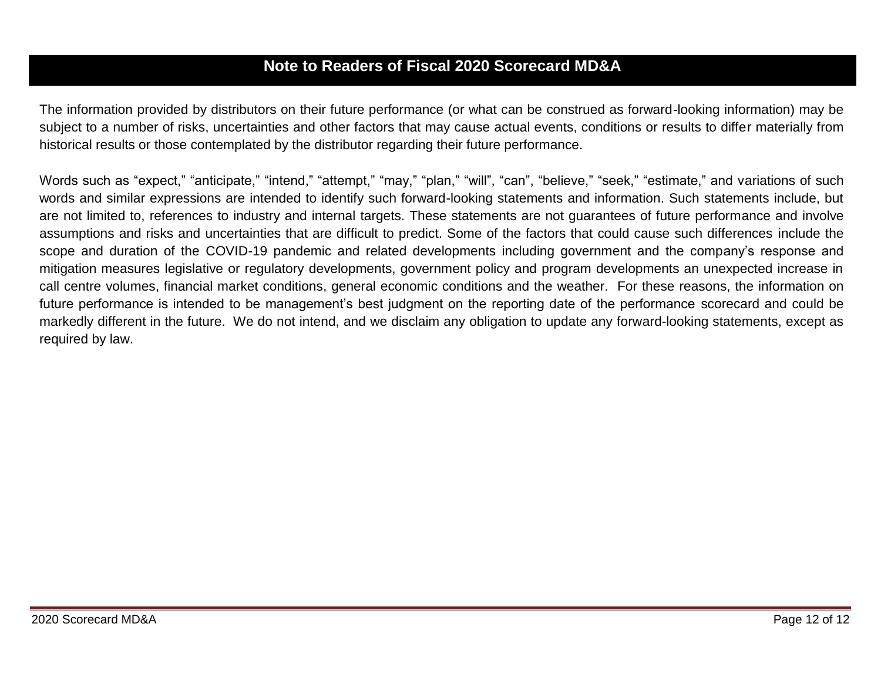# Note to Readers of Fiscal 2020 Scorecard MD&A

The information provided by distributors on their future performance (or what can be construed as forward-looking information) may be subject to a number of risks, uncertainties and other factors that may cause actual events, conditions or results to differ materially from historical results or those contemplated by the distributor regarding their future performance.

Words such as “expect,” “anticipate,” “intend,” “attempt,” “may,” “plan,” “will”, “can”, “believe,” “seek,” “estimate,” and variations of such words and similar expressions are intended to identify such forward-looking statements and information. Such statements include, but are not limited to, references to industry and internal targets. These statements are not guarantees of future performance and involve assumptions and risks and uncertainties that are difficult to predict. Some of the factors that could cause such differences include the scope and duration of the COVID-19 pandemic and related developments including government and the company’s response and mitigation measures legislative or regulatory developments, government policy and program developments an unexpected increase in call centre volumes, financial market conditions, general economic conditions and the weather. For these reasons, the information on future performance is intended to be management’s best judgment on the reporting date of the performance scorecard and could be markedly different in the future. We do not intend, and we disclaim any obligation to update any forward-looking statements, except as required by law.